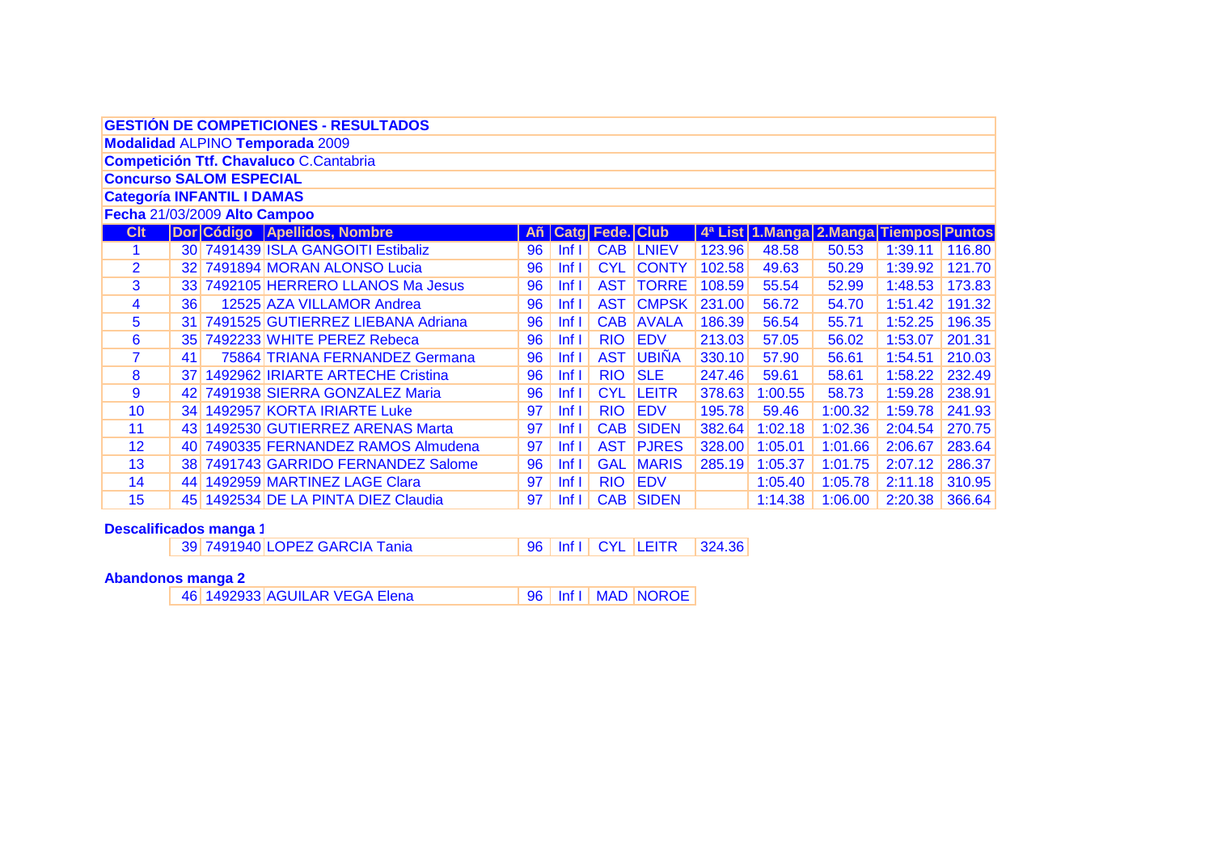**GESTIÓN DE COMPETICIONES - RESULTADOS**

**Modalidad** ALPINO **Temporada** 2009

**Competición Ttf. Chavaluco** C.Cantabria

**Concurso SALOM ESPECIAL**

**Categoría INFANTIL I DAMAS**

**Fecha** 21/03/2009 **Alto Campoo**

| Clt | Dor | Código | Apellidos, Nombre | Añ | Catg | Fede. | Club | 4ª List | 1.Manga | 2.Manga | Tiempos | Puntos |
|---|---|---|---|---|---|---|---|---|---|---|---|---|
| 1 | 30 | 7491439 | ISLA GANGOITI Estibaliz | 96 | Inf I | CAB | LNIEV | 123.96 | 48.58 | 50.53 | 1:39.11 | 116.80 |
| 2 | 32 | 7491894 | MORAN ALONSO Lucia | 96 | Inf I | CYL | CONTY | 102.58 | 49.63 | 50.29 | 1:39.92 | 121.70 |
| 3 | 33 | 7492105 | HERRERO LLANOS Ma Jesus | 96 | Inf I | AST | TORRE | 108.59 | 55.54 | 52.99 | 1:48.53 | 173.83 |
| 4 | 36 | 12525 | AZA VILLAMOR Andrea | 96 | Inf I | AST | CMPSK | 231.00 | 56.72 | 54.70 | 1:51.42 | 191.32 |
| 5 | 31 | 7491525 | GUTIERREZ LIEBANA Adriana | 96 | Inf I | CAB | AVALA | 186.39 | 56.54 | 55.71 | 1:52.25 | 196.35 |
| 6 | 35 | 7492233 | WHITE PEREZ Rebeca | 96 | Inf I | RIO | EDV | 213.03 | 57.05 | 56.02 | 1:53.07 | 201.31 |
| 7 | 41 | 75864 | TRIANA FERNANDEZ Germana | 96 | Inf I | AST | UBIÑA | 330.10 | 57.90 | 56.61 | 1:54.51 | 210.03 |
| 8 | 37 | 1492962 | IRIARTE ARTECHE Cristina | 96 | Inf I | RIO | SLE | 247.46 | 59.61 | 58.61 | 1:58.22 | 232.49 |
| 9 | 42 | 7491938 | SIERRA GONZALEZ Maria | 96 | Inf I | CYL | LEITR | 378.63 | 1:00.55 | 58.73 | 1:59.28 | 238.91 |
| 10 | 34 | 1492957 | KORTA IRIARTE Luke | 97 | Inf I | RIO | EDV | 195.78 | 59.46 | 1:00.32 | 1:59.78 | 241.93 |
| 11 | 43 | 1492530 | GUTIERREZ ARENAS Marta | 97 | Inf I | CAB | SIDEN | 382.64 | 1:02.18 | 1:02.36 | 2:04.54 | 270.75 |
| 12 | 40 | 7490335 | FERNANDEZ RAMOS Almudena | 97 | Inf I | AST | PJRES | 328.00 | 1:05.01 | 1:01.66 | 2:06.67 | 283.64 |
| 13 | 38 | 7491743 | GARRIDO FERNANDEZ Salome | 96 | Inf I | GAL | MARIS | 285.19 | 1:05.37 | 1:01.75 | 2:07.12 | 286.37 |
| 14 | 44 | 1492959 | MARTINEZ LAGE Clara | 97 | Inf I | RIO | EDV | | 1:05.40 | 1:05.78 | 2:11.18 | 310.95 |
| 15 | 45 | 1492534 | DE LA PINTA DIEZ Claudia | 97 | Inf I | CAB | SIDEN | | 1:14.38 | 1:06.00 | 2:20.38 | 366.64 |

**Descalificados manga 1**

| Dor | Código | Apellidos, Nombre | Añ | Catg | Fede. | Club | 4ª List |
|---|---|---|---|---|---|---|---|
| 39 | 7491940 | LOPEZ GARCIA Tania | 96 | Inf I | CYL | LEITR | 324.36 |

**Abandonos manga 2**

| Dor | Código | Apellidos, Nombre | Añ | Catg | Fede. | Club |
|---|---|---|---|---|---|---|
| 46 | 1492933 | AGUILAR VEGA Elena | 96 | Inf I | MAD | NOROE |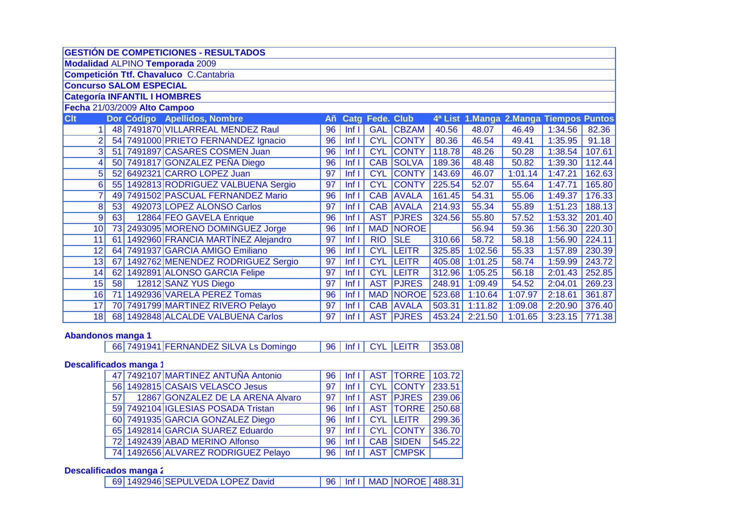**GESTIÓN DE COMPETICIONES - RESULTADOS**

**Modalidad** ALPINO **Temporada** 2009

**Competición Ttf. Chavaluco** C.Cantabria

**Concurso SALOM ESPECIAL**

**Categoría INFANTIL I HOMBRES**

**Fecha** 21/03/2009 **Alto Campoo**

| Clt | Dor | Código | Apellidos, Nombre | Añ | Catg | Fede. | Club | 4ª List | 1.Manga | 2.Manga | Tiempos | Puntos |
|---|---|---|---|---|---|---|---|---|---|---|---|---|
| 1 | 48 | 7491870 | VILLARREAL MENDEZ Raul | 96 | Inf I | GAL | CBZAM | 40.56 | 48.07 | 46.49 | 1:34.56 | 82.36 |
| 2 | 54 | 7491000 | PRIETO FERNANDEZ Ignacio | 96 | Inf I | CYL | CONTY | 80.36 | 46.54 | 49.41 | 1:35.95 | 91.18 |
| 3 | 51 | 7491897 | CASARES COSMEN Juan | 96 | Inf I | CYL | CONTY | 118.78 | 48.26 | 50.28 | 1:38.54 | 107.61 |
| 4 | 50 | 7491817 | GONZALEZ PEÑA Diego | 96 | Inf I | CAB | SOLVA | 189.36 | 48.48 | 50.82 | 1:39.30 | 112.44 |
| 5 | 52 | 6492321 | CARRO LOPEZ Juan | 97 | Inf I | CYL | CONTY | 143.69 | 46.07 | 1:01.14 | 1:47.21 | 162.63 |
| 6 | 55 | 1492813 | RODRIGUEZ VALBUENA Sergio | 97 | Inf I | CYL | CONTY | 225.54 | 52.07 | 55.64 | 1:47.71 | 165.80 |
| 7 | 49 | 7491502 | PASCUAL FERNANDEZ Mario | 96 | Inf I | CAB | AVALA | 161.45 | 54.31 | 55.06 | 1:49.37 | 176.33 |
| 8 | 53 | 492073 | LOPEZ ALONSO Carlos | 97 | Inf I | CAB | AVALA | 214.93 | 55.34 | 55.89 | 1:51.23 | 188.13 |
| 9 | 63 | 12864 | FEO GAVELA Enrique | 96 | Inf I | AST | PJRES | 324.56 | 55.80 | 57.52 | 1:53.32 | 201.40 |
| 10 | 73 | 2493095 | MORENO DOMINGUEZ Jorge | 96 | Inf I | MAD | NOROE | | 56.94 | 59.36 | 1:56.30 | 220.30 |
| 11 | 61 | 1492960 | FRANCIA MARTÍNEZ Alejandro | 97 | Inf I | RIO | SLE | 310.66 | 58.72 | 58.18 | 1:56.90 | 224.11 |
| 12 | 64 | 7491937 | GARCIA AMIGO Emiliano | 96 | Inf I | CYL | LEITR | 325.85 | 1:02.56 | 55.33 | 1:57.89 | 230.39 |
| 13 | 67 | 1492762 | MENENDEZ RODRIGUEZ Sergio | 97 | Inf I | CYL | LEITR | 405.08 | 1:01.25 | 58.74 | 1:59.99 | 243.72 |
| 14 | 62 | 1492891 | ALONSO GARCIA Felipe | 97 | Inf I | CYL | LEITR | 312.96 | 1:05.25 | 56.18 | 2:01.43 | 252.85 |
| 15 | 58 | 12812 | SANZ YUS Diego | 97 | Inf I | AST | PJRES | 248.91 | 1:09.49 | 54.52 | 2:04.01 | 269.23 |
| 16 | 71 | 1492936 | VARELA PEREZ Tomas | 96 | Inf I | MAD | NOROE | 523.68 | 1:10.64 | 1:07.97 | 2:18.61 | 361.87 |
| 17 | 70 | 7491799 | MARTINEZ RIVERO Pelayo | 97 | Inf I | CAB | AVALA | 503.31 | 1:11.82 | 1:09.08 | 2:20.90 | 376.40 |
| 18 | 68 | 1492848 | ALCALDE VALBUENA Carlos | 97 | Inf I | AST | PJRES | 453.24 | 2:21.50 | 1:01.65 | 3:23.15 | 771.38 |

**Abandonos manga 1**

| Dor | Código | Apellidos, Nombre | Añ | Catg | Fede. | Club | 4ª List |
|---|---|---|---|---|---|---|---|
| 66 | 7491941 | FERNANDEZ SILVA Ls Domingo | 96 | Inf I | CYL | LEITR | 353.08 |

**Descalificados manga 1**

| Dor | Código | Apellidos, Nombre | Añ | Catg | Fede. | Club | 4ª List |
|---|---|---|---|---|---|---|---|
| 47 | 7492107 | MARTINEZ ANTUÑA Antonio | 96 | Inf I | AST | TORRE | 103.72 |
| 56 | 1492815 | CASAIS VELASCO Jesus | 97 | Inf I | CYL | CONTY | 233.51 |
| 57 | 12867 | GONZALEZ DE LA ARENA Alvaro | 97 | Inf I | AST | PJRES | 239.06 |
| 59 | 7492104 | IGLESIAS POSADA Tristan | 96 | Inf I | AST | TORRE | 250.68 |
| 60 | 7491935 | GARCIA GONZALEZ Diego | 96 | Inf I | CYL | LEITR | 299.36 |
| 65 | 1492814 | GARCIA SUAREZ Eduardo | 97 | Inf I | CYL | CONTY | 336.70 |
| 72 | 1492439 | ABAD MERINO Alfonso | 96 | Inf I | CAB | SIDEN | 545.22 |
| 74 | 1492656 | ALVAREZ RODRIGUEZ Pelayo | 96 | Inf I | AST | CMPSK | |

**Descalificados manga 2**

| Dor | Código | Apellidos, Nombre | Añ | Catg | Fede. | Club | 4ª List |
|---|---|---|---|---|---|---|---|
| 69 | 1492946 | SEPULVEDA LOPEZ David | 96 | Inf I | MAD | NOROE | 488.31 |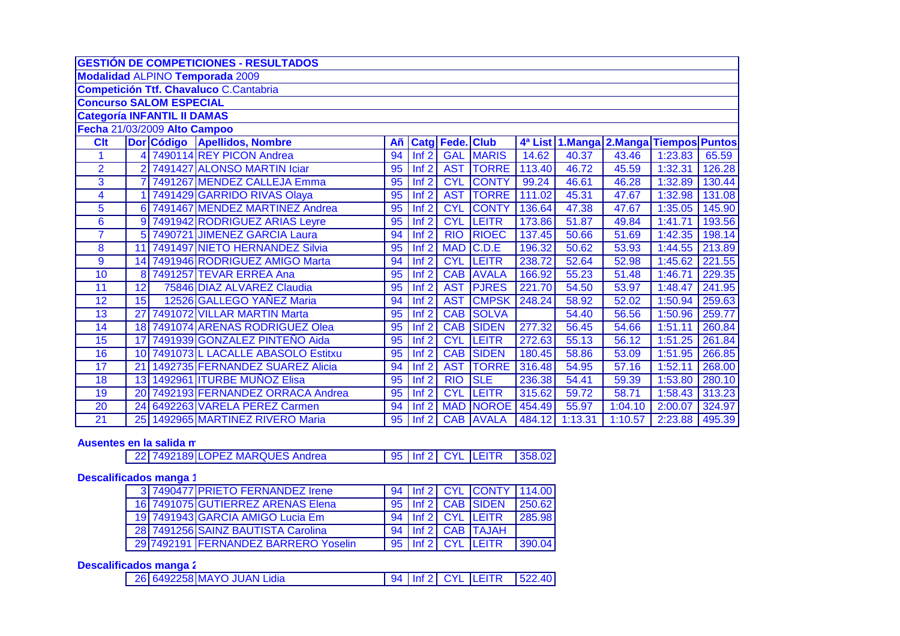**GESTIÓN DE COMPETICIONES - RESULTADOS**

**Modalidad** ALPINO **Temporada** 2009

**Competición Ttf. Chavaluco** C.Cantabria

**Concurso SALOM ESPECIAL**

**Categoría INFANTIL II DAMAS**

**Fecha** 21/03/2009 **Alto Campoo**

| Clt | Dor | Código | Apellidos, Nombre | Añ | Catg | Fede. | Club | 4ª List | 1.Manga | 2.Manga | Tiempos | Puntos |
|---|---|---|---|---|---|---|---|---|---|---|---|---|
| 1 | 4 | 7490114 | REY PICON Andrea | 94 | Inf 2 | GAL | MARIS | 14.62 | 40.37 | 43.46 | 1:23.83 | 65.59 |
| 2 | 2 | 7491427 | ALONSO MARTIN Iciar | 95 | Inf 2 | AST | TORRE | 113.40 | 46.72 | 45.59 | 1:32.31 | 126.28 |
| 3 | 7 | 7491267 | MENDEZ CALLEJA Emma | 95 | Inf 2 | CYL | CONTY | 99.24 | 46.61 | 46.28 | 1:32.89 | 130.44 |
| 4 | 1 | 7491429 | GARRIDO RIVAS Olaya | 95 | Inf 2 | AST | TORRE | 111.02 | 45.31 | 47.67 | 1:32.98 | 131.08 |
| 5 | 6 | 7491467 | MENDEZ MARTINEZ Andrea | 95 | Inf 2 | CYL | CONTY | 136.64 | 47.38 | 47.67 | 1:35.05 | 145.90 |
| 6 | 9 | 7491942 | RODRIGUEZ ARIAS Leyre | 95 | Inf 2 | CYL | LEITR | 173.86 | 51.87 | 49.84 | 1:41.71 | 193.56 |
| 7 | 5 | 7490721 | JIMENEZ GARCIA Laura | 94 | Inf 2 | RIO | RIOEC | 137.45 | 50.66 | 51.69 | 1:42.35 | 198.14 |
| 8 | 11 | 7491497 | NIETO HERNANDEZ Silvia | 95 | Inf 2 | MAD | C.D.E | 196.32 | 50.62 | 53.93 | 1:44.55 | 213.89 |
| 9 | 14 | 7491946 | RODRIGUEZ AMIGO Marta | 94 | Inf 2 | CYL | LEITR | 238.72 | 52.64 | 52.98 | 1:45.62 | 221.55 |
| 10 | 8 | 7491257 | TEVAR ERREA Ana | 95 | Inf 2 | CAB | AVALA | 166.92 | 55.23 | 51.48 | 1:46.71 | 229.35 |
| 11 | 12 | 75846 | DIAZ ALVAREZ Claudia | 95 | Inf 2 | AST | PJRES | 221.70 | 54.50 | 53.97 | 1:48.47 | 241.95 |
| 12 | 15 | 12526 | GALLEGO YAÑEZ Maria | 94 | Inf 2 | AST | CMPSK | 248.24 | 58.92 | 52.02 | 1:50.94 | 259.63 |
| 13 | 27 | 7491072 | VILLAR MARTIN Marta | 95 | Inf 2 | CAB | SOLVA | | 54.40 | 56.56 | 1:50.96 | 259.77 |
| 14 | 18 | 7491074 | ARENAS RODRIGUEZ Olea | 95 | Inf 2 | CAB | SIDEN | 277.32 | 56.45 | 54.66 | 1:51.11 | 260.84 |
| 15 | 17 | 7491939 | GONZALEZ PINTEÑO Aida | 95 | Inf 2 | CYL | LEITR | 272.63 | 55.13 | 56.12 | 1:51.25 | 261.84 |
| 16 | 10 | 7491073 | L LACALLE ABASOLO Estitxu | 95 | Inf 2 | CAB | SIDEN | 180.45 | 58.86 | 53.09 | 1:51.95 | 266.85 |
| 17 | 21 | 1492735 | FERNANDEZ SUAREZ Alicia | 94 | Inf 2 | AST | TORRE | 316.48 | 54.95 | 57.16 | 1:52.11 | 268.00 |
| 18 | 13 | 1492961 | ITURBE MUÑOZ Elisa | 95 | Inf 2 | RIO | SLE | 236.38 | 54.41 | 59.39 | 1:53.80 | 280.10 |
| 19 | 20 | 7492193 | FERNANDEZ ORRACA Andrea | 95 | Inf 2 | CYL | LEITR | 315.62 | 59.72 | 58.71 | 1:58.43 | 313.23 |
| 20 | 24 | 6492263 | VARELA PEREZ Carmen | 94 | Inf 2 | MAD | NOROE | 454.49 | 55.97 | 1:04.10 | 2:00.07 | 324.97 |
| 21 | 25 | 1492965 | MARTINEZ RIVERO Maria | 95 | Inf 2 | CAB | AVALA | 484.12 | 1:13.31 | 1:10.57 | 2:23.88 | 495.39 |

**Ausentes en la salida m**

| Dor | Código | Apellidos, Nombre | Añ | Catg | Fede. | Club | 4ª List |
|---|---|---|---|---|---|---|---|
| 22 | 7492189 | LOPEZ MARQUES Andrea | 95 | Inf 2 | CYL | LEITR | 358.02 |

**Descalificados manga 1**

| Dor | Código | Apellidos, Nombre | Añ | Catg | Fede. | Club | 4ª List |
|---|---|---|---|---|---|---|---|
| 3 | 7490477 | PRIETO FERNANDEZ Irene | 94 | Inf 2 | CYL | CONTY | 114.00 |
| 16 | 7491075 | GUTIERREZ ARENAS Elena | 95 | Inf 2 | CAB | SIDEN | 250.62 |
| 19 | 7491943 | GARCIA AMIGO Lucia Em | 94 | Inf 2 | CYL | LEITR | 285.98 |
| 28 | 7491256 | SAINZ BAUTISTA Carolina | 94 | Inf 2 | CAB | TAJAH | |
| 29 | 7492191 | FERNANDEZ BARRERO Yoselin | 95 | Inf 2 | CYL | LEITR | 390.04 |

**Descalificados manga 2**

| Dor | Código | Apellidos, Nombre | Añ | Catg | Fede. | Club | 4ª List |
|---|---|---|---|---|---|---|---|
| 26 | 6492258 | MAYO JUAN Lidia | 94 | Inf 2 | CYL | LEITR | 522.40 |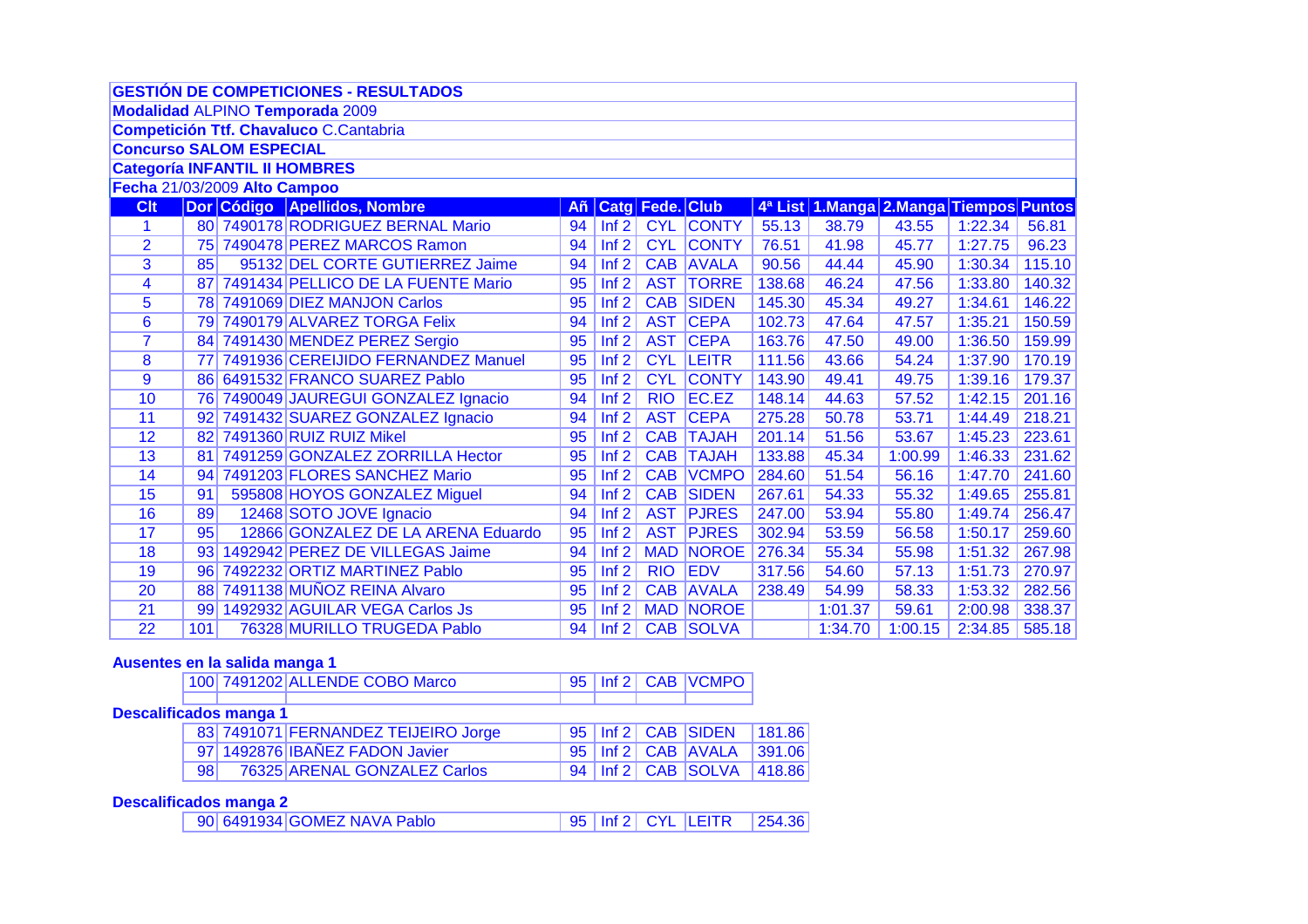**GESTIÓN DE COMPETICIONES - RESULTADOS**

**Modalidad** ALPINO **Temporada** 2009

**Competición Ttf. Chavaluco** C.Cantabria

**Concurso SALOM ESPECIAL**

**Categoría INFANTIL II HOMBRES**

**Fecha** 21/03/2009 **Alto Campoo**

| Clt | Dor | Código | Apellidos, Nombre | Añ | Catg | Fede. | Club | 4ª List | 1.Manga | 2.Manga | Tiempos | Puntos |
|---|---|---|---|---|---|---|---|---|---|---|---|---|
| 1 | 80 | 7490178 | RODRIGUEZ BERNAL Mario | 94 | Inf 2 | CYL | CONTY | 55.13 | 38.79 | 43.55 | 1:22.34 | 56.81 |
| 2 | 75 | 7490478 | PEREZ MARCOS Ramon | 94 | Inf 2 | CYL | CONTY | 76.51 | 41.98 | 45.77 | 1:27.75 | 96.23 |
| 3 | 85 | 95132 | DEL CORTE GUTIERREZ Jaime | 94 | Inf 2 | CAB | AVALA | 90.56 | 44.44 | 45.90 | 1:30.34 | 115.10 |
| 4 | 87 | 7491434 | PELLICO DE LA FUENTE Mario | 95 | Inf 2 | AST | TORRE | 138.68 | 46.24 | 47.56 | 1:33.80 | 140.32 |
| 5 | 78 | 7491069 | DIEZ MANJON Carlos | 95 | Inf 2 | CAB | SIDEN | 145.30 | 45.34 | 49.27 | 1:34.61 | 146.22 |
| 6 | 79 | 7490179 | ALVAREZ TORGA Felix | 94 | Inf 2 | AST | CEPA | 102.73 | 47.64 | 47.57 | 1:35.21 | 150.59 |
| 7 | 84 | 7491430 | MENDEZ PEREZ Sergio | 95 | Inf 2 | AST | CEPA | 163.76 | 47.50 | 49.00 | 1:36.50 | 159.99 |
| 8 | 77 | 7491936 | CEREIJIDO FERNANDEZ Manuel | 95 | Inf 2 | CYL | LEITR | 111.56 | 43.66 | 54.24 | 1:37.90 | 170.19 |
| 9 | 86 | 6491532 | FRANCO SUAREZ Pablo | 95 | Inf 2 | CYL | CONTY | 143.90 | 49.41 | 49.75 | 1:39.16 | 179.37 |
| 10 | 76 | 7490049 | JAUREGUI GONZALEZ Ignacio | 94 | Inf 2 | RIO | EC.EZ | 148.14 | 44.63 | 57.52 | 1:42.15 | 201.16 |
| 11 | 92 | 7491432 | SUAREZ GONZALEZ Ignacio | 94 | Inf 2 | AST | CEPA | 275.28 | 50.78 | 53.71 | 1:44.49 | 218.21 |
| 12 | 82 | 7491360 | RUIZ RUIZ Mikel | 95 | Inf 2 | CAB | TAJAH | 201.14 | 51.56 | 53.67 | 1:45.23 | 223.61 |
| 13 | 81 | 7491259 | GONZALEZ ZORRILLA Hector | 95 | Inf 2 | CAB | TAJAH | 133.88 | 45.34 | 1:00.99 | 1:46.33 | 231.62 |
| 14 | 94 | 7491203 | FLORES SANCHEZ Mario | 95 | Inf 2 | CAB | VCMPO | 284.60 | 51.54 | 56.16 | 1:47.70 | 241.60 |
| 15 | 91 | 595808 | HOYOS GONZALEZ Miguel | 94 | Inf 2 | CAB | SIDEN | 267.61 | 54.33 | 55.32 | 1:49.65 | 255.81 |
| 16 | 89 | 12468 | SOTO JOVE Ignacio | 94 | Inf 2 | AST | PJRES | 247.00 | 53.94 | 55.80 | 1:49.74 | 256.47 |
| 17 | 95 | 12866 | GONZALEZ DE LA ARENA Eduardo | 95 | Inf 2 | AST | PJRES | 302.94 | 53.59 | 56.58 | 1:50.17 | 259.60 |
| 18 | 93 | 1492942 | PEREZ DE VILLEGAS Jaime | 94 | Inf 2 | MAD | NOROE | 276.34 | 55.34 | 55.98 | 1:51.32 | 267.98 |
| 19 | 96 | 7492232 | ORTIZ MARTINEZ Pablo | 95 | Inf 2 | RIO | EDV | 317.56 | 54.60 | 57.13 | 1:51.73 | 270.97 |
| 20 | 88 | 7491138 | MUÑOZ REINA Alvaro | 95 | Inf 2 | CAB | AVALA | 238.49 | 54.99 | 58.33 | 1:53.32 | 282.56 |
| 21 | 99 | 1492932 | AGUILAR VEGA Carlos Js | 95 | Inf 2 | MAD | NOROE | | 1:01.37 | 59.61 | 2:00.98 | 338.37 |
| 22 | 101 | 76328 | MURILLO TRUGEDA Pablo | 94 | Inf 2 | CAB | SOLVA | | 1:34.70 | 1:00.15 | 2:34.85 | 585.18 |

**Ausentes en la salida manga 1**

| Dor | Código | Apellidos, Nombre | Añ | Catg | Fede. | Club |
|---|---|---|---|---|---|---|
| 100 | 7491202 | ALLENDE COBO Marco | 95 | Inf 2 | CAB | VCMPO |

**Descalificados manga 1**

| Dor | Código | Apellidos, Nombre | Añ | Catg | Fede. | Club | 4ª List |
|---|---|---|---|---|---|---|---|
| 83 | 7491071 | FERNANDEZ TEIJEIRO Jorge | 95 | Inf 2 | CAB | SIDEN | 181.86 |
| 97 | 1492876 | IBAÑEZ FADON Javier | 95 | Inf 2 | CAB | AVALA | 391.06 |
| 98 | 76325 | ARENAL GONZALEZ Carlos | 94 | Inf 2 | CAB | SOLVA | 418.86 |

**Descalificados manga 2**

| Dor | Código | Apellidos, Nombre | Añ | Catg | Fede. | Club | 4ª List |
|---|---|---|---|---|---|---|---|
| 90 | 6491934 | GOMEZ NAVA Pablo | 95 | Inf 2 | CYL | LEITR | 254.36 |